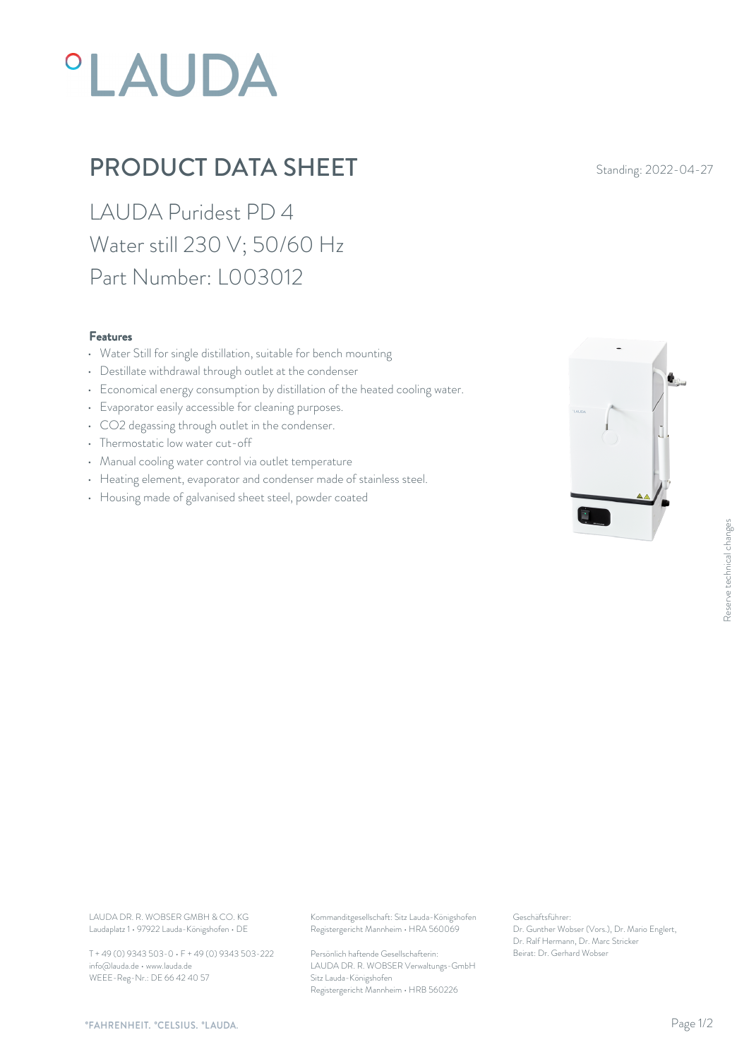# PRODUCT DATA SHEET

Standing: 2022-04-27

LAUDA Puridest PD 4
Water still 230 V; 50/60 Hz
Part Number: L003012

**Features**

- Water Still for single distillation, suitable for bench mounting
- Destillate withdrawal through outlet at the condenser
- Economical energy consumption by distillation of the heated cooling water.
- Evaporator easily accessible for cleaning purposes.
- $CO_2$ degassing through outlet in the condenser.
- Thermostatic low water cut-off
- Manual cooling water control via outlet temperature
- Heating element, evaporator and condenser made of stainless steel.
- Housing made of galvanised sheet steel, powder coated

Reserve technical changes

LAUDA DR. R. WOBSER GMBH & CO. KG
Laudaplatz 1 • 97922 Lauda-Königshofen • DE

T + 49 (0) 9343 503-0 • F + 49 (0) 9343 503-222
info@lauda.de • www.lauda.de
WEEE-Reg-Nr.: DE 66 42 40 57

Kommanditgesellschaft: Sitz Lauda-Königshofen
Registergericht Mannheim • HRA 560069

Persönlich haftende Gesellschafterin:
LAUDA DR. R. WOBSER Verwaltungs-GmbH
Sitz Lauda-Königshofen
Registergericht Mannheim • HRB 560226

Geschäftsführer:
Dr. Gunther Wobser (Vors.), Dr. Mario Englert,
Dr. Ralf Hermann, Dr. Marc Stricker
Beirat: Dr. Gerhard Wobser

°FAHRENHEIT. °CELSIUS. °LAUDA.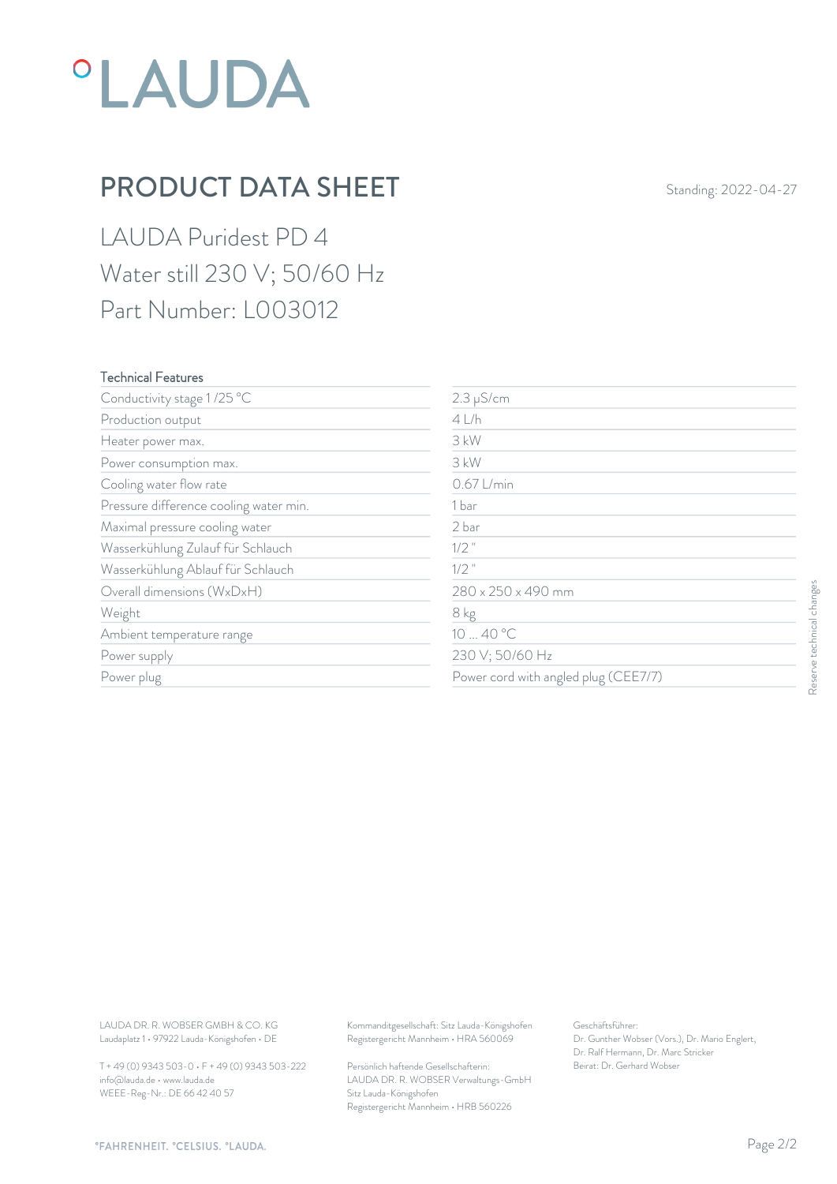°LAUDA

# PRODUCT DATA SHEET

Standing: 2022-04-27

## LAUDA Puridest PD 4
## Water still 230 V; 50/60 Hz
## Part Number: L003012

### Technical Features

| | |
|---|---|
| Conductivity stage 1 /25 °C | 2.3 µS/cm |
| Production output | 4 L/h |
| Heater power max. | 3 kW |
| Power consumption max. | 3 kW |
| Cooling water flow rate | 0.67 L/min |
| Pressure difference cooling water min. | 1 bar |
| Maximal pressure cooling water | 2 bar |
| Wasserkühlung Zulauf für Schlauch | 1/2 " |
| Wasserkühlung Ablauf für Schlauch | 1/2 " |
| Overall dimensions (WxDxH) | 280 x 250 x 490 mm |
| Weight | 8 kg |
| Ambient temperature range | 10 ... 40 °C |
| Power supply | 230 V; 50/60 Hz |
| Power plug | Power cord with angled plug (CEE7/7) |

Reserve technical changes

LAUDA DR. R. WOBSER GMBH & CO. KG
Laudaplatz 1 • 97922 Lauda-Königshofen • DE

T + 49 (0) 9343 503-0 • F + 49 (0) 9343 503-222
info@lauda.de • www.lauda.de
WEEE-Reg-Nr.: DE 66 42 40 57

Kommanditgesellschaft: Sitz Lauda-Königshofen
Registergericht Mannheim • HRA 560069

Persönlich haftende Gesellschafterin:
LAUDA DR. R. WOBSER Verwaltungs-GmbH
Sitz Lauda-Königshofen
Registergericht Mannheim • HRB 560226

Geschäftsführer:
Dr. Gunther Wobser (Vors.), Dr. Mario Englert,
Dr. Ralf Hermann, Dr. Marc Stricker
Beirat: Dr. Gerhard Wobser

°FAHRENHEIT. °CELSIUS. °LAUDA.